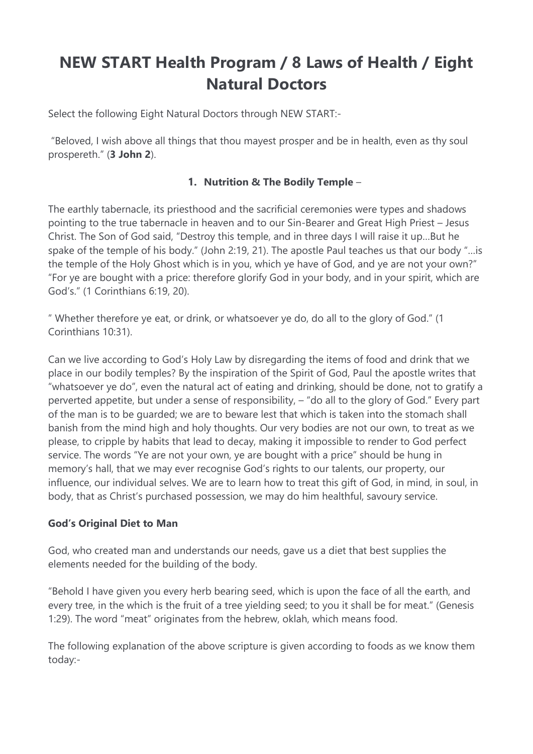# NEW START Health Program / 8 Laws of Health / Eight Natural Doctors

Select the following Eight Natural Doctors through NEW START:-

"Beloved, I wish above all things that thou mayest prosper and be in health, even as thy soul prospereth." (**3 John 2**).

1. **Nutrition & The Bodily Temple** –

The earthly tabernacle, its priesthood and the sacrificial ceremonies were types and shadows pointing to the true tabernacle in heaven and to our Sin-Bearer and Great High Priest – Jesus Christ. The Son of God said, "Destroy this temple, and in three days I will raise it up…But he spake of the temple of his body." (John 2:19, 21). The apostle Paul teaches us that our body "…is the temple of the Holy Ghost which is in you, which ye have of God, and ye are not your own?" "For ye are bought with a price: therefore glorify God in your body, and in your spirit, which are God's." (1 Corinthians 6:19, 20).

" Whether therefore ye eat, or drink, or whatsoever ye do, do all to the glory of God." (1 Corinthians 10:31).

Can we live according to God's Holy Law by disregarding the items of food and drink that we place in our bodily temples? By the inspiration of the Spirit of God, Paul the apostle writes that "whatsoever ye do", even the natural act of eating and drinking, should be done, not to gratify a perverted appetite, but under a sense of responsibility, – "do all to the glory of God." Every part of the man is to be guarded; we are to beware lest that which is taken into the stomach shall banish from the mind high and holy thoughts. Our very bodies are not our own, to treat as we please, to cripple by habits that lead to decay, making it impossible to render to God perfect service. The words "Ye are not your own, ye are bought with a price" should be hung in memory's hall, that we may ever recognise God's rights to our talents, our property, our influence, our individual selves. We are to learn how to treat this gift of God, in mind, in soul, in body, that as Christ's purchased possession, we may do him healthful, savoury service.

**God's Original Diet to Man**

God, who created man and understands our needs, gave us a diet that best supplies the elements needed for the building of the body.

"Behold I have given you every herb bearing seed, which is upon the face of all the earth, and every tree, in the which is the fruit of a tree yielding seed; to you it shall be for meat." (Genesis 1:29). The word "meat" originates from the hebrew, oklah, which means food.

The following explanation of the above scripture is given according to foods as we know them today:-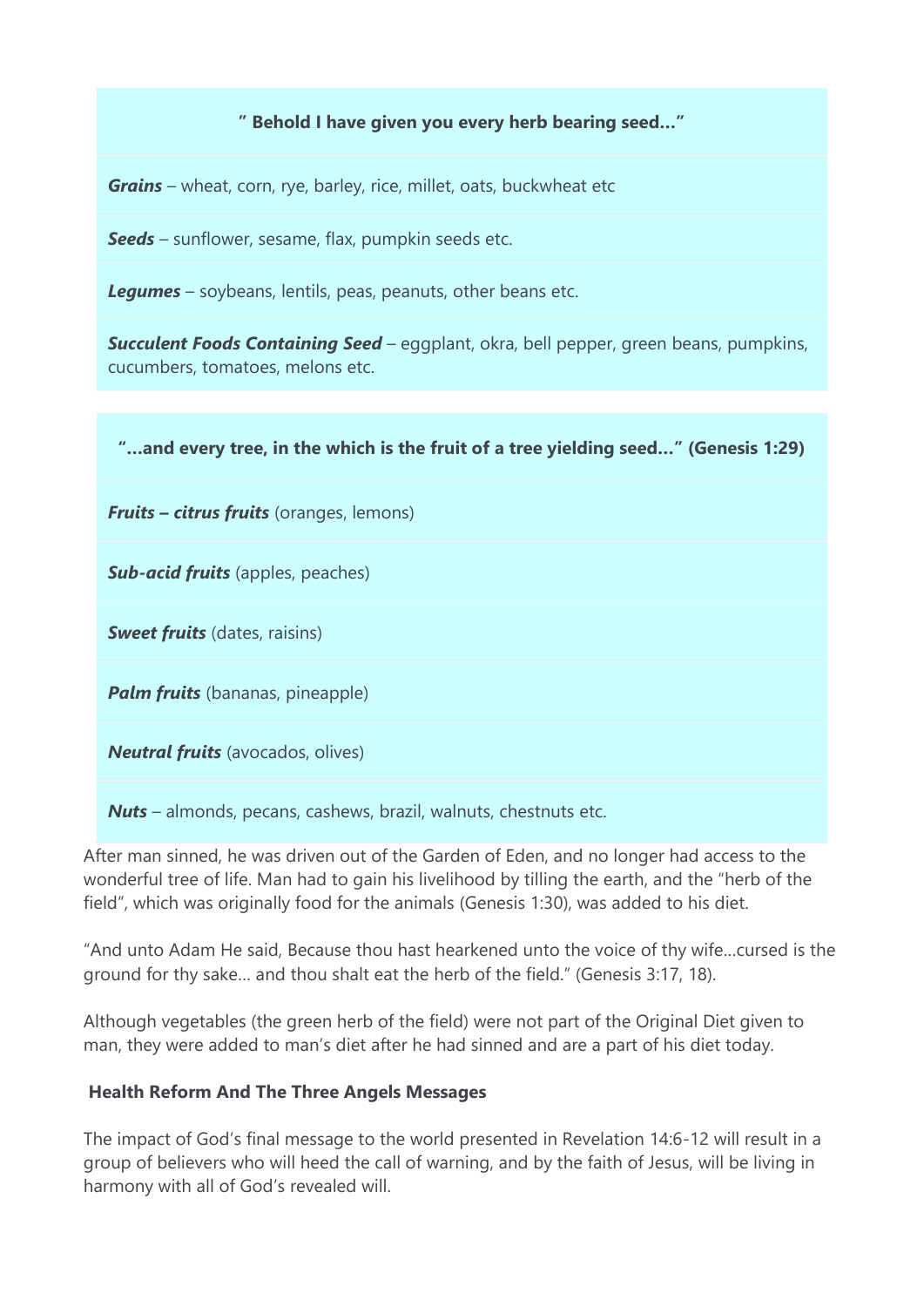**" Behold I have given you every herb bearing seed…"**

***Grains*** – wheat, corn, rye, barley, rice, millet, oats, buckwheat etc

***Seeds*** – sunflower, sesame, flax, pumpkin seeds etc.

***Legumes*** – soybeans, lentils, peas, peanuts, other beans etc.

***Succulent Foods Containing Seed*** – eggplant, okra, bell pepper, green beans, pumpkins, cucumbers, tomatoes, melons etc.

**"…and every tree, in the which is the fruit of a tree yielding seed…" (Genesis 1:29)**

***Fruits – citrus fruits*** (oranges, lemons)

***Sub-acid fruits*** (apples, peaches)

***Sweet fruits*** (dates, raisins)

***Palm fruits*** (bananas, pineapple)

***Neutral fruits*** (avocados, olives)

***Nuts*** – almonds, pecans, cashews, brazil, walnuts, chestnuts etc.

After man sinned, he was driven out of the Garden of Eden, and no longer had access to the wonderful tree of life. Man had to gain his livelihood by tilling the earth, and the "herb of the field", which was originally food for the animals (Genesis 1:30), was added to his diet.

"And unto Adam He said, Because thou hast hearkened unto the voice of thy wife…cursed is the ground for thy sake… and thou shalt eat the herb of the field." (Genesis 3:17, 18).

Although vegetables (the green herb of the field) were not part of the Original Diet given to man, they were added to man's diet after he had sinned and are a part of his diet today.

### Health Reform And The Three Angels Messages

The impact of God's final message to the world presented in Revelation 14:6-12 will result in a group of believers who will heed the call of warning, and by the faith of Jesus, will be living in harmony with all of God's revealed will.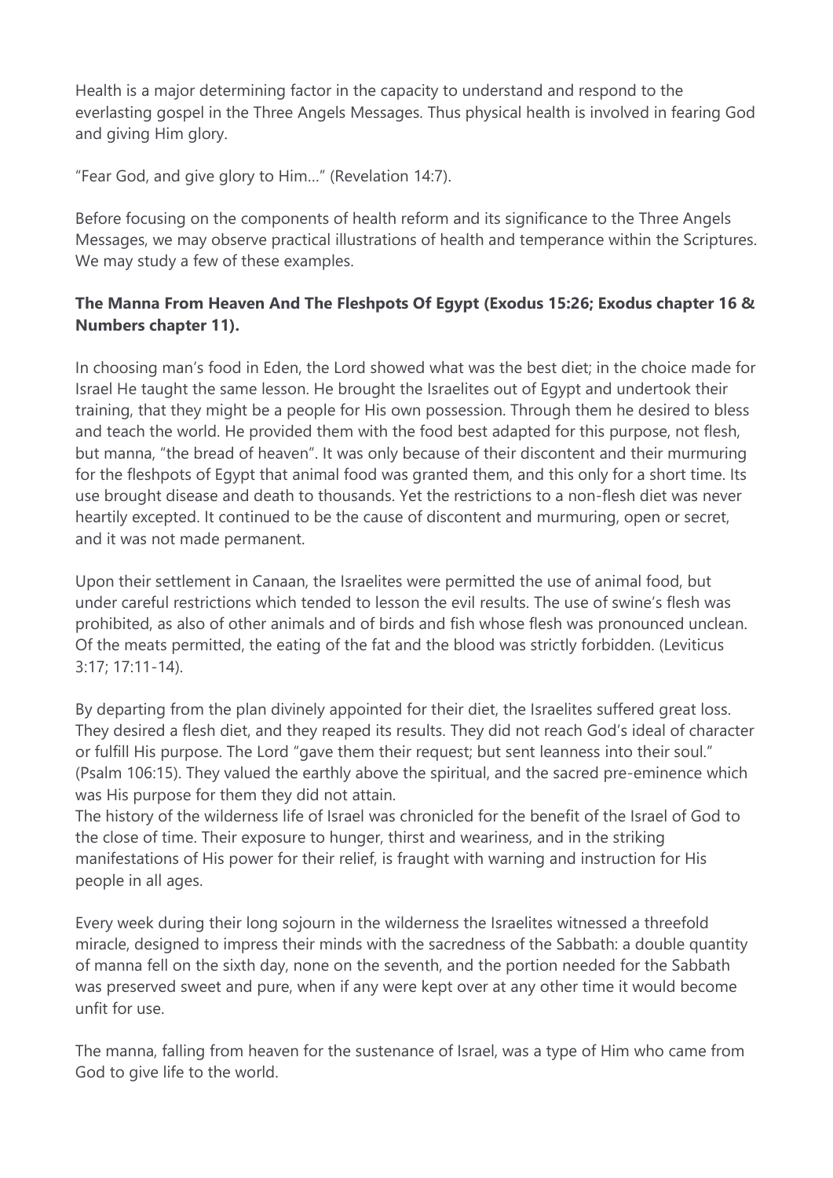Health is a major determining factor in the capacity to understand and respond to the everlasting gospel in the Three Angels Messages. Thus physical health is involved in fearing God and giving Him glory.

“Fear God, and give glory to Him…” (Revelation 14:7).

Before focusing on the components of health reform and its significance to the Three Angels Messages, we may observe practical illustrations of health and temperance within the Scriptures. We may study a few of these examples.

**The Manna From Heaven And The Fleshpots Of Egypt (Exodus 15:26; Exodus chapter 16 & Numbers chapter 11).**

In choosing man’s food in Eden, the Lord showed what was the best diet; in the choice made for Israel He taught the same lesson. He brought the Israelites out of Egypt and undertook their training, that they might be a people for His own possession. Through them he desired to bless and teach the world. He provided them with the food best adapted for this purpose, not flesh, but manna, “the bread of heaven”. It was only because of their discontent and their murmuring for the fleshpots of Egypt that animal food was granted them, and this only for a short time. Its use brought disease and death to thousands. Yet the restrictions to a non-flesh diet was never heartily excepted. It continued to be the cause of discontent and murmuring, open or secret, and it was not made permanent.

Upon their settlement in Canaan, the Israelites were permitted the use of animal food, but under careful restrictions which tended to lesson the evil results. The use of swine’s flesh was prohibited, as also of other animals and of birds and fish whose flesh was pronounced unclean. Of the meats permitted, the eating of the fat and the blood was strictly forbidden. (Leviticus 3:17; 17:11-14).

By departing from the plan divinely appointed for their diet, the Israelites suffered great loss. They desired a flesh diet, and they reaped its results. They did not reach God’s ideal of character or fulfill His purpose. The Lord “gave them their request; but sent leanness into their soul.” (Psalm 106:15). They valued the earthly above the spiritual, and the sacred pre-eminence which was His purpose for them they did not attain.
The history of the wilderness life of Israel was chronicled for the benefit of the Israel of God to the close of time. Their exposure to hunger, thirst and weariness, and in the striking manifestations of His power for their relief, is fraught with warning and instruction for His people in all ages.

Every week during their long sojourn in the wilderness the Israelites witnessed a threefold miracle, designed to impress their minds with the sacredness of the Sabbath: a double quantity of manna fell on the sixth day, none on the seventh, and the portion needed for the Sabbath was preserved sweet and pure, when if any were kept over at any other time it would become unfit for use.

The manna, falling from heaven for the sustenance of Israel, was a type of Him who came from God to give life to the world.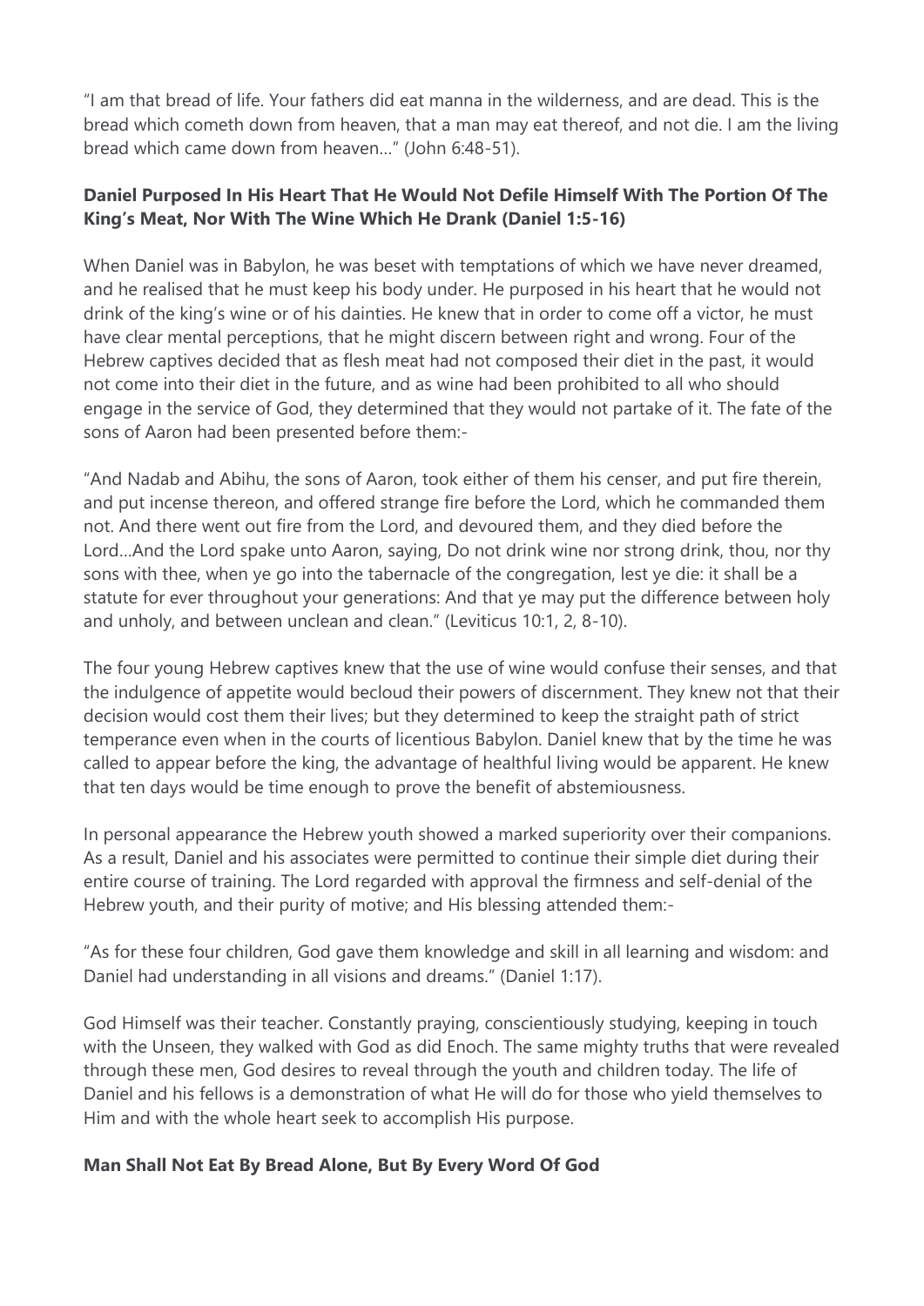"I am that bread of life. Your fathers did eat manna in the wilderness, and are dead. This is the bread which cometh down from heaven, that a man may eat thereof, and not die. I am the living bread which came down from heaven…" (John 6:48-51).

**Daniel Purposed In His Heart That He Would Not Defile Himself With The Portion Of The King's Meat, Nor With The Wine Which He Drank (Daniel 1:5-16)**

When Daniel was in Babylon, he was beset with temptations of which we have never dreamed, and he realised that he must keep his body under. He purposed in his heart that he would not drink of the king's wine or of his dainties. He knew that in order to come off a victor, he must have clear mental perceptions, that he might discern between right and wrong. Four of the Hebrew captives decided that as flesh meat had not composed their diet in the past, it would not come into their diet in the future, and as wine had been prohibited to all who should engage in the service of God, they determined that they would not partake of it. The fate of the sons of Aaron had been presented before them:-

"And Nadab and Abihu, the sons of Aaron, took either of them his censer, and put fire therein, and put incense thereon, and offered strange fire before the Lord, which he commanded them not. And there went out fire from the Lord, and devoured them, and they died before the Lord…And the Lord spake unto Aaron, saying, Do not drink wine nor strong drink, thou, nor thy sons with thee, when ye go into the tabernacle of the congregation, lest ye die: it shall be a statute for ever throughout your generations: And that ye may put the difference between holy and unholy, and between unclean and clean." (Leviticus 10:1, 2, 8-10).

The four young Hebrew captives knew that the use of wine would confuse their senses, and that the indulgence of appetite would becloud their powers of discernment. They knew not that their decision would cost them their lives; but they determined to keep the straight path of strict temperance even when in the courts of licentious Babylon. Daniel knew that by the time he was called to appear before the king, the advantage of healthful living would be apparent. He knew that ten days would be time enough to prove the benefit of abstemiousness.

In personal appearance the Hebrew youth showed a marked superiority over their companions. As a result, Daniel and his associates were permitted to continue their simple diet during their entire course of training. The Lord regarded with approval the firmness and self-denial of the Hebrew youth, and their purity of motive; and His blessing attended them:-

"As for these four children, God gave them knowledge and skill in all learning and wisdom: and Daniel had understanding in all visions and dreams." (Daniel 1:17).

God Himself was their teacher. Constantly praying, conscientiously studying, keeping in touch with the Unseen, they walked with God as did Enoch. The same mighty truths that were revealed through these men, God desires to reveal through the youth and children today. The life of Daniel and his fellows is a demonstration of what He will do for those who yield themselves to Him and with the whole heart seek to accomplish His purpose.

**Man Shall Not Eat By Bread Alone, But By Every Word Of God**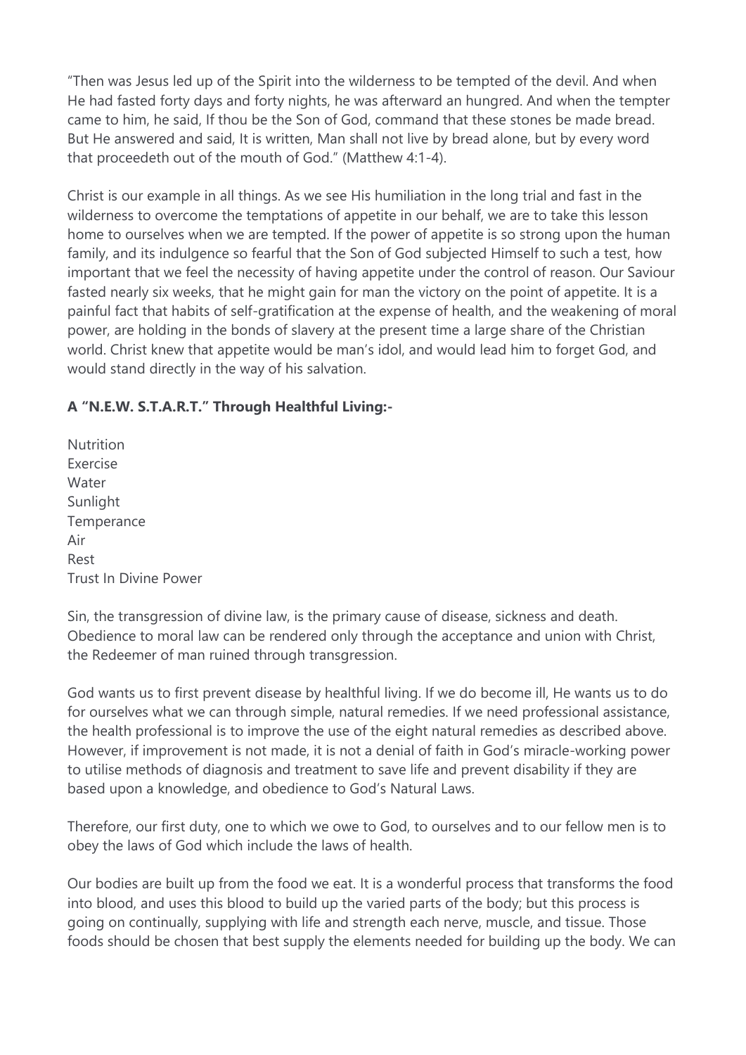"Then was Jesus led up of the Spirit into the wilderness to be tempted of the devil. And when He had fasted forty days and forty nights, he was afterward an hungred. And when the tempter came to him, he said, If thou be the Son of God, command that these stones be made bread. But He answered and said, It is written, Man shall not live by bread alone, but by every word that proceedeth out of the mouth of God." (Matthew 4:1-4).

Christ is our example in all things. As we see His humiliation in the long trial and fast in the wilderness to overcome the temptations of appetite in our behalf, we are to take this lesson home to ourselves when we are tempted. If the power of appetite is so strong upon the human family, and its indulgence so fearful that the Son of God subjected Himself to such a test, how important that we feel the necessity of having appetite under the control of reason. Our Saviour fasted nearly six weeks, that he might gain for man the victory on the point of appetite. It is a painful fact that habits of self-gratification at the expense of health, and the weakening of moral power, are holding in the bonds of slavery at the present time a large share of the Christian world. Christ knew that appetite would be man's idol, and would lead him to forget God, and would stand directly in the way of his salvation.

**A "N.E.W. S.T.A.R.T." Through Healthful Living:-**

Nutrition
Exercise
Water
Sunlight
Temperance
Air
Rest
Trust In Divine Power

Sin, the transgression of divine law, is the primary cause of disease, sickness and death. Obedience to moral law can be rendered only through the acceptance and union with Christ, the Redeemer of man ruined through transgression.

God wants us to first prevent disease by healthful living. If we do become ill, He wants us to do for ourselves what we can through simple, natural remedies. If we need professional assistance, the health professional is to improve the use of the eight natural remedies as described above. However, if improvement is not made, it is not a denial of faith in God's miracle-working power to utilise methods of diagnosis and treatment to save life and prevent disability if they are based upon a knowledge, and obedience to God's Natural Laws.

Therefore, our first duty, one to which we owe to God, to ourselves and to our fellow men is to obey the laws of God which include the laws of health.

Our bodies are built up from the food we eat. It is a wonderful process that transforms the food into blood, and uses this blood to build up the varied parts of the body; but this process is going on continually, supplying with life and strength each nerve, muscle, and tissue. Those foods should be chosen that best supply the elements needed for building up the body. We can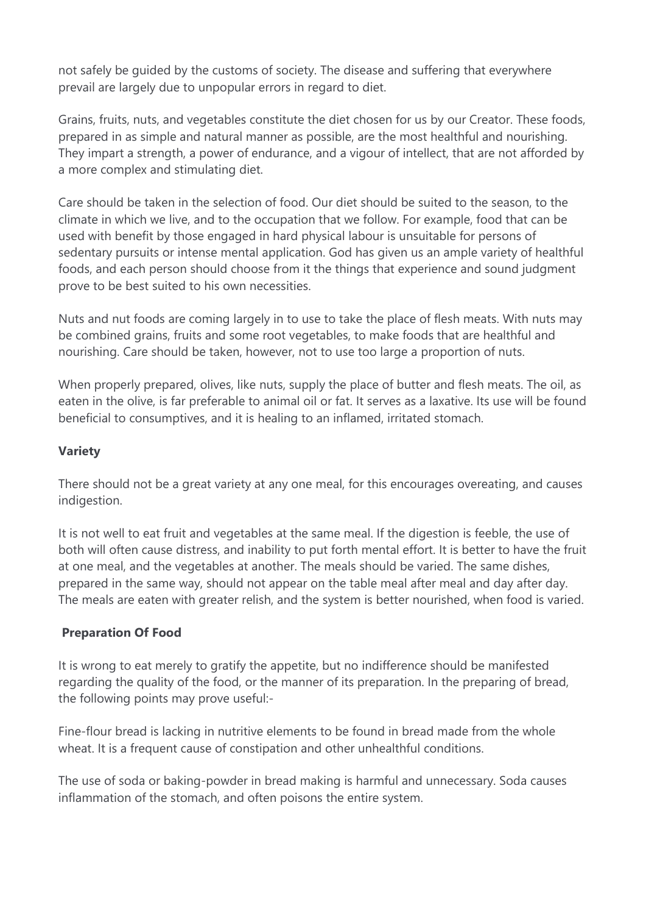not safely be guided by the customs of society. The disease and suffering that everywhere prevail are largely due to unpopular errors in regard to diet.

Grains, fruits, nuts, and vegetables constitute the diet chosen for us by our Creator. These foods, prepared in as simple and natural manner as possible, are the most healthful and nourishing. They impart a strength, a power of endurance, and a vigour of intellect, that are not afforded by a more complex and stimulating diet.

Care should be taken in the selection of food. Our diet should be suited to the season, to the climate in which we live, and to the occupation that we follow. For example, food that can be used with benefit by those engaged in hard physical labour is unsuitable for persons of sedentary pursuits or intense mental application. God has given us an ample variety of healthful foods, and each person should choose from it the things that experience and sound judgment prove to be best suited to his own necessities.

Nuts and nut foods are coming largely in to use to take the place of flesh meats. With nuts may be combined grains, fruits and some root vegetables, to make foods that are healthful and nourishing. Care should be taken, however, not to use too large a proportion of nuts.

When properly prepared, olives, like nuts, supply the place of butter and flesh meats. The oil, as eaten in the olive, is far preferable to animal oil or fat. It serves as a laxative. Its use will be found beneficial to consumptives, and it is healing to an inflamed, irritated stomach.

**Variety**

There should not be a great variety at any one meal, for this encourages overeating, and causes indigestion.

It is not well to eat fruit and vegetables at the same meal. If the digestion is feeble, the use of both will often cause distress, and inability to put forth mental effort. It is better to have the fruit at one meal, and the vegetables at another. The meals should be varied. The same dishes, prepared in the same way, should not appear on the table meal after meal and day after day. The meals are eaten with greater relish, and the system is better nourished, when food is varied.

**Preparation Of Food**

It is wrong to eat merely to gratify the appetite, but no indifference should be manifested regarding the quality of the food, or the manner of its preparation. In the preparing of bread, the following points may prove useful:-

Fine-flour bread is lacking in nutritive elements to be found in bread made from the whole wheat. It is a frequent cause of constipation and other unhealthful conditions.

The use of soda or baking-powder in bread making is harmful and unnecessary. Soda causes inflammation of the stomach, and often poisons the entire system.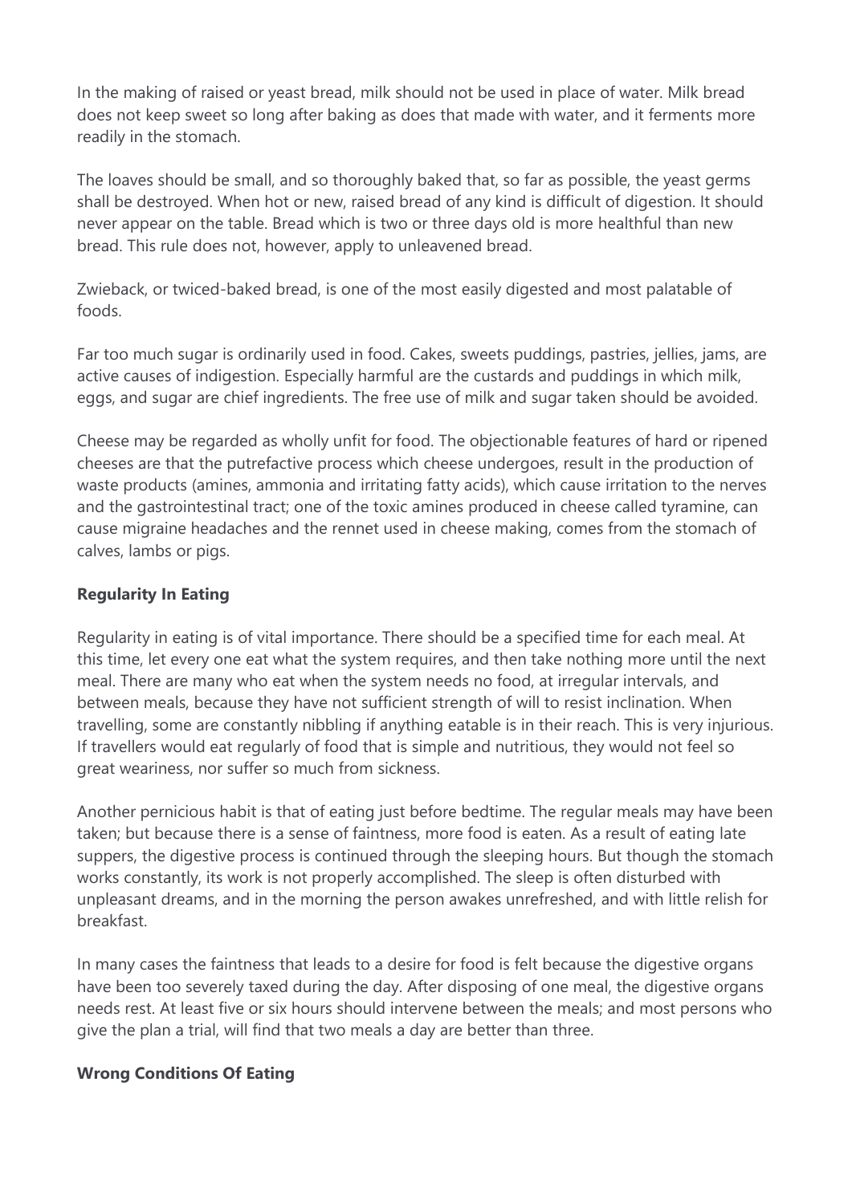In the making of raised or yeast bread, milk should not be used in place of water. Milk bread does not keep sweet so long after baking as does that made with water, and it ferments more readily in the stomach.

The loaves should be small, and so thoroughly baked that, so far as possible, the yeast germs shall be destroyed. When hot or new, raised bread of any kind is difficult of digestion. It should never appear on the table. Bread which is two or three days old is more healthful than new bread. This rule does not, however, apply to unleavened bread.

Zwieback, or twiced-baked bread, is one of the most easily digested and most palatable of foods.

Far too much sugar is ordinarily used in food. Cakes, sweets puddings, pastries, jellies, jams, are active causes of indigestion. Especially harmful are the custards and puddings in which milk, eggs, and sugar are chief ingredients. The free use of milk and sugar taken should be avoided.

Cheese may be regarded as wholly unfit for food. The objectionable features of hard or ripened cheeses are that the putrefactive process which cheese undergoes, result in the production of waste products (amines, ammonia and irritating fatty acids), which cause irritation to the nerves and the gastrointestinal tract; one of the toxic amines produced in cheese called tyramine, can cause migraine headaches and the rennet used in cheese making, comes from the stomach of calves, lambs or pigs.

**Regularity In Eating**

Regularity in eating is of vital importance. There should be a specified time for each meal. At this time, let every one eat what the system requires, and then take nothing more until the next meal. There are many who eat when the system needs no food, at irregular intervals, and between meals, because they have not sufficient strength of will to resist inclination. When travelling, some are constantly nibbling if anything eatable is in their reach. This is very injurious. If travellers would eat regularly of food that is simple and nutritious, they would not feel so great weariness, nor suffer so much from sickness.

Another pernicious habit is that of eating just before bedtime. The regular meals may have been taken; but because there is a sense of faintness, more food is eaten. As a result of eating late suppers, the digestive process is continued through the sleeping hours. But though the stomach works constantly, its work is not properly accomplished. The sleep is often disturbed with unpleasant dreams, and in the morning the person awakes unrefreshed, and with little relish for breakfast.

In many cases the faintness that leads to a desire for food is felt because the digestive organs have been too severely taxed during the day. After disposing of one meal, the digestive organs needs rest. At least five or six hours should intervene between the meals; and most persons who give the plan a trial, will find that two meals a day are better than three.

**Wrong Conditions Of Eating**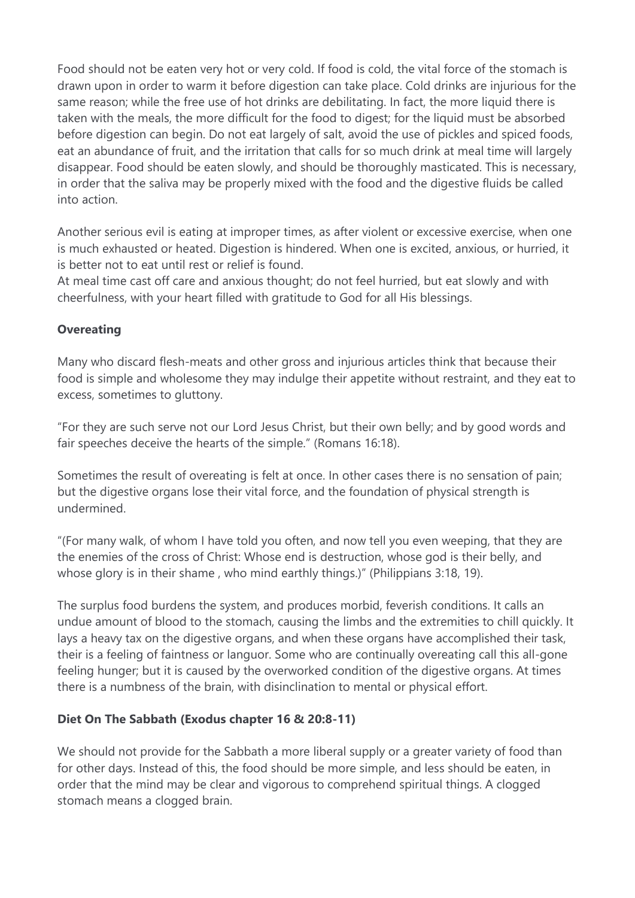Food should not be eaten very hot or very cold. If food is cold, the vital force of the stomach is drawn upon in order to warm it before digestion can take place. Cold drinks are injurious for the same reason; while the free use of hot drinks are debilitating. In fact, the more liquid there is taken with the meals, the more difficult for the food to digest; for the liquid must be absorbed before digestion can begin. Do not eat largely of salt, avoid the use of pickles and spiced foods, eat an abundance of fruit, and the irritation that calls for so much drink at meal time will largely disappear. Food should be eaten slowly, and should be thoroughly masticated. This is necessary, in order that the saliva may be properly mixed with the food and the digestive fluids be called into action.

Another serious evil is eating at improper times, as after violent or excessive exercise, when one is much exhausted or heated. Digestion is hindered. When one is excited, anxious, or hurried, it is better not to eat until rest or relief is found.
At meal time cast off care and anxious thought; do not feel hurried, but eat slowly and with cheerfulness, with your heart filled with gratitude to God for all His blessings.

**Overeating**

Many who discard flesh-meats and other gross and injurious articles think that because their food is simple and wholesome they may indulge their appetite without restraint, and they eat to excess, sometimes to gluttony.

"For they are such serve not our Lord Jesus Christ, but their own belly; and by good words and fair speeches deceive the hearts of the simple." (Romans 16:18).

Sometimes the result of overeating is felt at once. In other cases there is no sensation of pain; but the digestive organs lose their vital force, and the foundation of physical strength is undermined.

"(For many walk, of whom I have told you often, and now tell you even weeping, that they are the enemies of the cross of Christ: Whose end is destruction, whose god is their belly, and whose glory is in their shame , who mind earthly things.)" (Philippians 3:18, 19).

The surplus food burdens the system, and produces morbid, feverish conditions. It calls an undue amount of blood to the stomach, causing the limbs and the extremities to chill quickly. It lays a heavy tax on the digestive organs, and when these organs have accomplished their task, their is a feeling of faintness or languor. Some who are continually overeating call this all-gone feeling hunger; but it is caused by the overworked condition of the digestive organs. At times there is a numbness of the brain, with disinclination to mental or physical effort.

**Diet On The Sabbath (Exodus chapter 16 & 20:8-11)**

We should not provide for the Sabbath a more liberal supply or a greater variety of food than for other days. Instead of this, the food should be more simple, and less should be eaten, in order that the mind may be clear and vigorous to comprehend spiritual things. A clogged stomach means a clogged brain.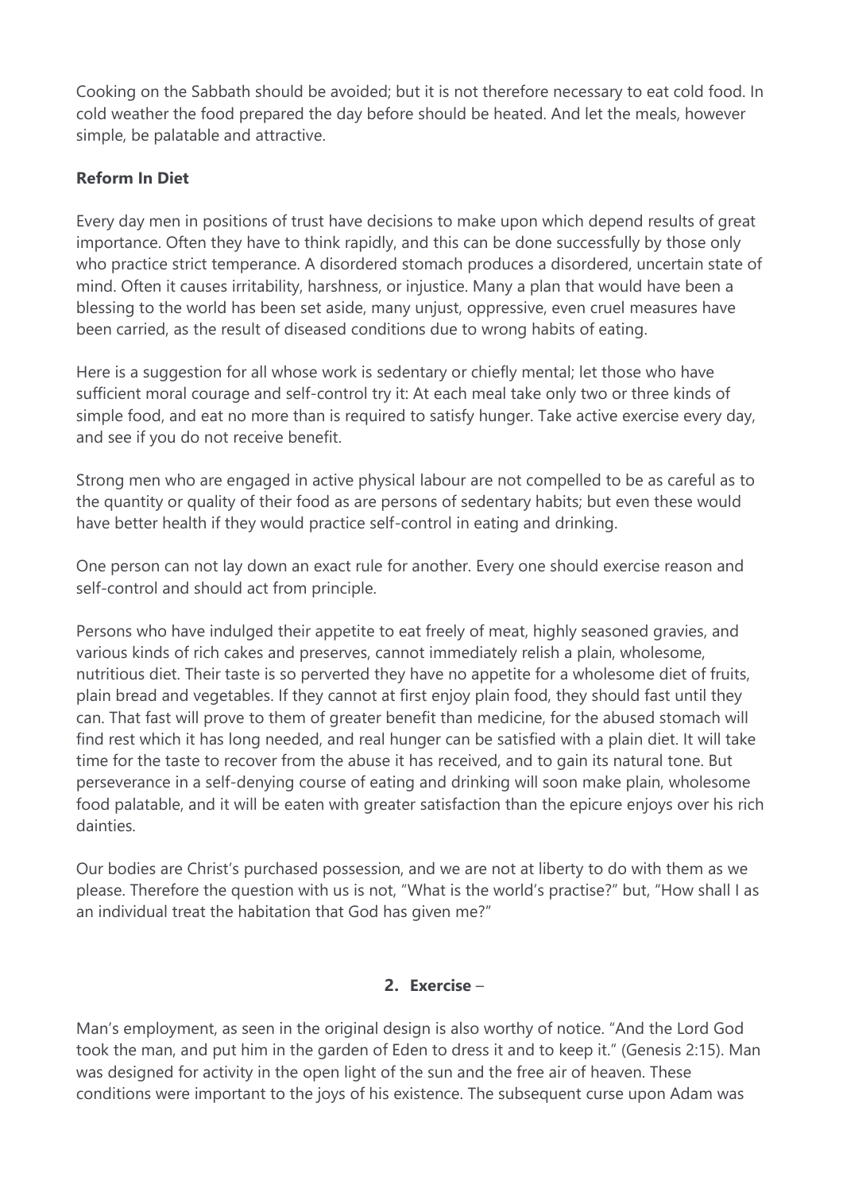Cooking on the Sabbath should be avoided; but it is not therefore necessary to eat cold food. In cold weather the food prepared the day before should be heated. And let the meals, however simple, be palatable and attractive.

**Reform In Diet**

Every day men in positions of trust have decisions to make upon which depend results of great importance. Often they have to think rapidly, and this can be done successfully by those only who practice strict temperance. A disordered stomach produces a disordered, uncertain state of mind. Often it causes irritability, harshness, or injustice. Many a plan that would have been a blessing to the world has been set aside, many unjust, oppressive, even cruel measures have been carried, as the result of diseased conditions due to wrong habits of eating.

Here is a suggestion for all whose work is sedentary or chiefly mental; let those who have sufficient moral courage and self-control try it: At each meal take only two or three kinds of simple food, and eat no more than is required to satisfy hunger. Take active exercise every day, and see if you do not receive benefit.

Strong men who are engaged in active physical labour are not compelled to be as careful as to the quantity or quality of their food as are persons of sedentary habits; but even these would have better health if they would practice self-control in eating and drinking.

One person can not lay down an exact rule for another. Every one should exercise reason and self-control and should act from principle.

Persons who have indulged their appetite to eat freely of meat, highly seasoned gravies, and various kinds of rich cakes and preserves, cannot immediately relish a plain, wholesome, nutritious diet. Their taste is so perverted they have no appetite for a wholesome diet of fruits, plain bread and vegetables. If they cannot at first enjoy plain food, they should fast until they can. That fast will prove to them of greater benefit than medicine, for the abused stomach will find rest which it has long needed, and real hunger can be satisfied with a plain diet. It will take time for the taste to recover from the abuse it has received, and to gain its natural tone. But perseverance in a self-denying course of eating and drinking will soon make plain, wholesome food palatable, and it will be eaten with greater satisfaction than the epicure enjoys over his rich dainties.

Our bodies are Christ's purchased possession, and we are not at liberty to do with them as we please. Therefore the question with us is not, "What is the world's practise?" but, "How shall I as an individual treat the habitation that God has given me?"

2. **Exercise** –

Man's employment, as seen in the original design is also worthy of notice. "And the Lord God took the man, and put him in the garden of Eden to dress it and to keep it." (Genesis 2:15). Man was designed for activity in the open light of the sun and the free air of heaven. These conditions were important to the joys of his existence. The subsequent curse upon Adam was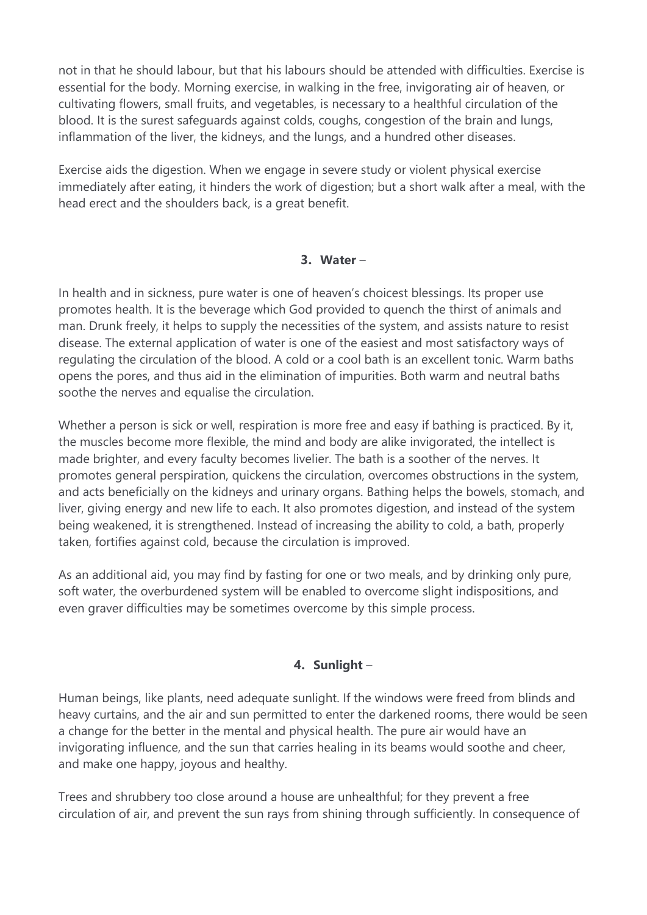not in that he should labour, but that his labours should be attended with difficulties. Exercise is essential for the body. Morning exercise, in walking in the free, invigorating air of heaven, or cultivating flowers, small fruits, and vegetables, is necessary to a healthful circulation of the blood. It is the surest safeguards against colds, coughs, congestion of the brain and lungs, inflammation of the liver, the kidneys, and the lungs, and a hundred other diseases.

Exercise aids the digestion. When we engage in severe study or violent physical exercise immediately after eating, it hinders the work of digestion; but a short walk after a meal, with the head erect and the shoulders back, is a great benefit.

### 3. **Water** –

In health and in sickness, pure water is one of heaven's choicest blessings. Its proper use promotes health. It is the beverage which God provided to quench the thirst of animals and man. Drunk freely, it helps to supply the necessities of the system, and assists nature to resist disease. The external application of water is one of the easiest and most satisfactory ways of regulating the circulation of the blood. A cold or a cool bath is an excellent tonic. Warm baths opens the pores, and thus aid in the elimination of impurities. Both warm and neutral baths soothe the nerves and equalise the circulation.

Whether a person is sick or well, respiration is more free and easy if bathing is practiced. By it, the muscles become more flexible, the mind and body are alike invigorated, the intellect is made brighter, and every faculty becomes livelier. The bath is a soother of the nerves. It promotes general perspiration, quickens the circulation, overcomes obstructions in the system, and acts beneficially on the kidneys and urinary organs. Bathing helps the bowels, stomach, and liver, giving energy and new life to each. It also promotes digestion, and instead of the system being weakened, it is strengthened. Instead of increasing the ability to cold, a bath, properly taken, fortifies against cold, because the circulation is improved.

As an additional aid, you may find by fasting for one or two meals, and by drinking only pure, soft water, the overburdened system will be enabled to overcome slight indispositions, and even graver difficulties may be sometimes overcome by this simple process.

### 4. **Sunlight** –

Human beings, like plants, need adequate sunlight. If the windows were freed from blinds and heavy curtains, and the air and sun permitted to enter the darkened rooms, there would be seen a change for the better in the mental and physical health. The pure air would have an invigorating influence, and the sun that carries healing in its beams would soothe and cheer, and make one happy, joyous and healthy.

Trees and shrubbery too close around a house are unhealthful; for they prevent a free circulation of air, and prevent the sun rays from shining through sufficiently. In consequence of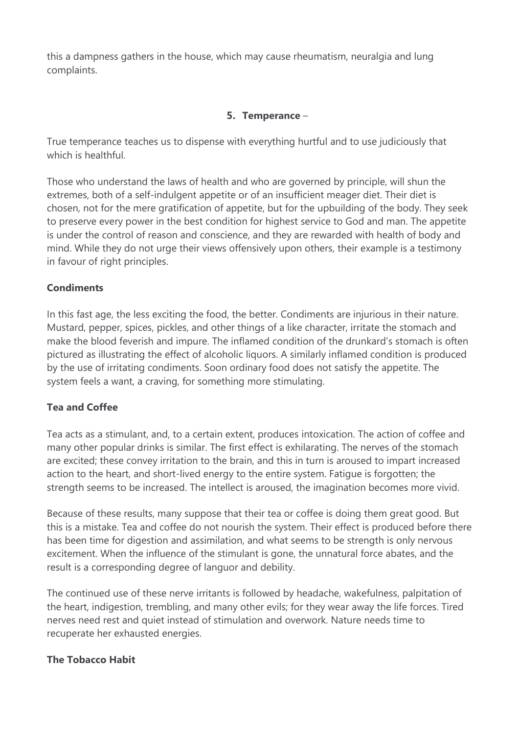this a dampness gathers in the house, which may cause rheumatism, neuralgia and lung complaints.

## 5. Temperance –

True temperance teaches us to dispense with everything hurtful and to use judiciously that which is healthful.

Those who understand the laws of health and who are governed by principle, will shun the extremes, both of a self-indulgent appetite or of an insufficient meager diet. Their diet is chosen, not for the mere gratification of appetite, but for the upbuilding of the body. They seek to preserve every power in the best condition for highest service to God and man. The appetite is under the control of reason and conscience, and they are rewarded with health of body and mind. While they do not urge their views offensively upon others, their example is a testimony in favour of right principles.

### Condiments

In this fast age, the less exciting the food, the better. Condiments are injurious in their nature. Mustard, pepper, spices, pickles, and other things of a like character, irritate the stomach and make the blood feverish and impure. The inflamed condition of the drunkard's stomach is often pictured as illustrating the effect of alcoholic liquors. A similarly inflamed condition is produced by the use of irritating condiments. Soon ordinary food does not satisfy the appetite. The system feels a want, a craving, for something more stimulating.

### Tea and Coffee

Tea acts as a stimulant, and, to a certain extent, produces intoxication. The action of coffee and many other popular drinks is similar. The first effect is exhilarating. The nerves of the stomach are excited; these convey irritation to the brain, and this in turn is aroused to impart increased action to the heart, and short-lived energy to the entire system. Fatigue is forgotten; the strength seems to be increased. The intellect is aroused, the imagination becomes more vivid.

Because of these results, many suppose that their tea or coffee is doing them great good. But this is a mistake. Tea and coffee do not nourish the system. Their effect is produced before there has been time for digestion and assimilation, and what seems to be strength is only nervous excitement. When the influence of the stimulant is gone, the unnatural force abates, and the result is a corresponding degree of languor and debility.

The continued use of these nerve irritants is followed by headache, wakefulness, palpitation of the heart, indigestion, trembling, and many other evils; for they wear away the life forces. Tired nerves need rest and quiet instead of stimulation and overwork. Nature needs time to recuperate her exhausted energies.

### The Tobacco Habit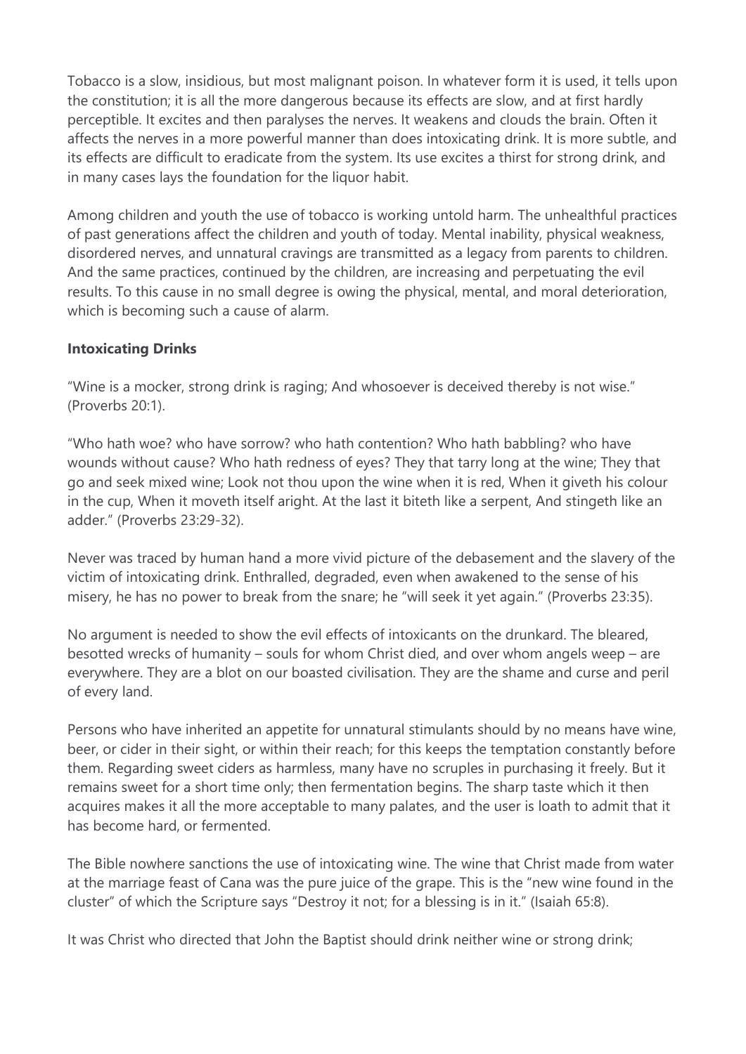Tobacco is a slow, insidious, but most malignant poison. In whatever form it is used, it tells upon the constitution; it is all the more dangerous because its effects are slow, and at first hardly perceptible. It excites and then paralyses the nerves. It weakens and clouds the brain. Often it affects the nerves in a more powerful manner than does intoxicating drink. It is more subtle, and its effects are difficult to eradicate from the system. Its use excites a thirst for strong drink, and in many cases lays the foundation for the liquor habit.

Among children and youth the use of tobacco is working untold harm. The unhealthful practices of past generations affect the children and youth of today. Mental inability, physical weakness, disordered nerves, and unnatural cravings are transmitted as a legacy from parents to children. And the same practices, continued by the children, are increasing and perpetuating the evil results. To this cause in no small degree is owing the physical, mental, and moral deterioration, which is becoming such a cause of alarm.

**Intoxicating Drinks**

"Wine is a mocker, strong drink is raging; And whosoever is deceived thereby is not wise." (Proverbs 20:1).

"Who hath woe? who have sorrow? who hath contention? Who hath babbling? who have wounds without cause? Who hath redness of eyes? They that tarry long at the wine; They that go and seek mixed wine; Look not thou upon the wine when it is red, When it giveth his colour in the cup, When it moveth itself aright. At the last it biteth like a serpent, And stingeth like an adder." (Proverbs 23:29-32).

Never was traced by human hand a more vivid picture of the debasement and the slavery of the victim of intoxicating drink. Enthralled, degraded, even when awakened to the sense of his misery, he has no power to break from the snare; he "will seek it yet again." (Proverbs 23:35).

No argument is needed to show the evil effects of intoxicants on the drunkard. The bleared, besotted wrecks of humanity – souls for whom Christ died, and over whom angels weep – are everywhere. They are a blot on our boasted civilisation. They are the shame and curse and peril of every land.

Persons who have inherited an appetite for unnatural stimulants should by no means have wine, beer, or cider in their sight, or within their reach; for this keeps the temptation constantly before them. Regarding sweet ciders as harmless, many have no scruples in purchasing it freely. But it remains sweet for a short time only; then fermentation begins. The sharp taste which it then acquires makes it all the more acceptable to many palates, and the user is loath to admit that it has become hard, or fermented.

The Bible nowhere sanctions the use of intoxicating wine. The wine that Christ made from water at the marriage feast of Cana was the pure juice of the grape. This is the "new wine found in the cluster" of which the Scripture says "Destroy it not; for a blessing is in it." (Isaiah 65:8).

It was Christ who directed that John the Baptist should drink neither wine or strong drink;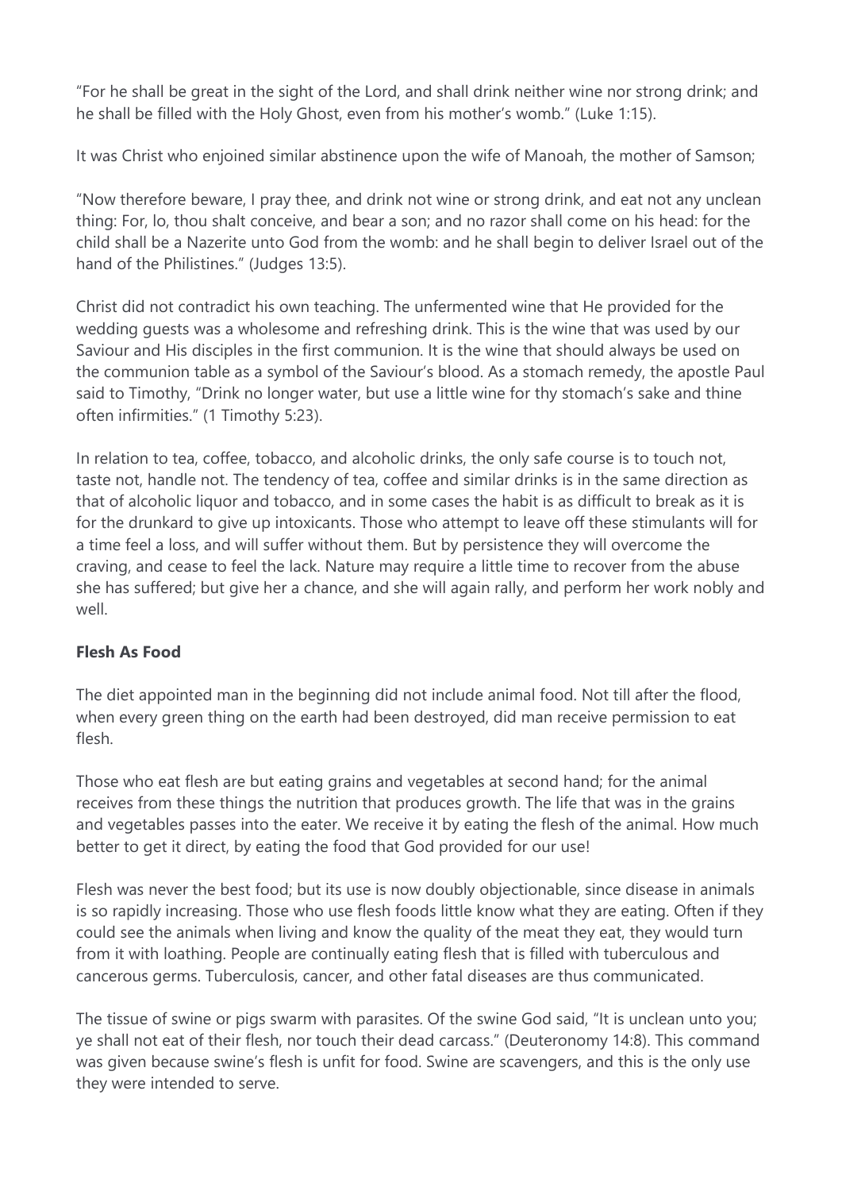"For he shall be great in the sight of the Lord, and shall drink neither wine nor strong drink; and he shall be filled with the Holy Ghost, even from his mother's womb." (Luke 1:15).

It was Christ who enjoined similar abstinence upon the wife of Manoah, the mother of Samson;

"Now therefore beware, I pray thee, and drink not wine or strong drink, and eat not any unclean thing: For, lo, thou shalt conceive, and bear a son; and no razor shall come on his head: for the child shall be a Nazerite unto God from the womb: and he shall begin to deliver Israel out of the hand of the Philistines." (Judges 13:5).

Christ did not contradict his own teaching. The unfermented wine that He provided for the wedding guests was a wholesome and refreshing drink. This is the wine that was used by our Saviour and His disciples in the first communion. It is the wine that should always be used on the communion table as a symbol of the Saviour's blood. As a stomach remedy, the apostle Paul said to Timothy, "Drink no longer water, but use a little wine for thy stomach's sake and thine often infirmities." (1 Timothy 5:23).

In relation to tea, coffee, tobacco, and alcoholic drinks, the only safe course is to touch not, taste not, handle not. The tendency of tea, coffee and similar drinks is in the same direction as that of alcoholic liquor and tobacco, and in some cases the habit is as difficult to break as it is for the drunkard to give up intoxicants. Those who attempt to leave off these stimulants will for a time feel a loss, and will suffer without them. But by persistence they will overcome the craving, and cease to feel the lack. Nature may require a little time to recover from the abuse she has suffered; but give her a chance, and she will again rally, and perform her work nobly and well.

**Flesh As Food**

The diet appointed man in the beginning did not include animal food. Not till after the flood, when every green thing on the earth had been destroyed, did man receive permission to eat flesh.

Those who eat flesh are but eating grains and vegetables at second hand; for the animal receives from these things the nutrition that produces growth. The life that was in the grains and vegetables passes into the eater. We receive it by eating the flesh of the animal. How much better to get it direct, by eating the food that God provided for our use!

Flesh was never the best food; but its use is now doubly objectionable, since disease in animals is so rapidly increasing. Those who use flesh foods little know what they are eating. Often if they could see the animals when living and know the quality of the meat they eat, they would turn from it with loathing. People are continually eating flesh that is filled with tuberculous and cancerous germs. Tuberculosis, cancer, and other fatal diseases are thus communicated.

The tissue of swine or pigs swarm with parasites. Of the swine God said, "It is unclean unto you; ye shall not eat of their flesh, nor touch their dead carcass." (Deuteronomy 14:8). This command was given because swine's flesh is unfit for food. Swine are scavengers, and this is the only use they were intended to serve.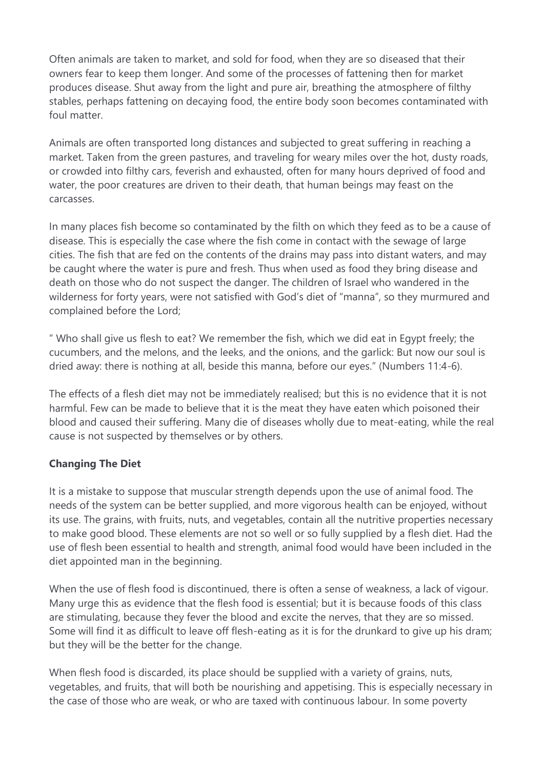Often animals are taken to market, and sold for food, when they are so diseased that their owners fear to keep them longer. And some of the processes of fattening then for market produces disease. Shut away from the light and pure air, breathing the atmosphere of filthy stables, perhaps fattening on decaying food, the entire body soon becomes contaminated with foul matter.

Animals are often transported long distances and subjected to great suffering in reaching a market. Taken from the green pastures, and traveling for weary miles over the hot, dusty roads, or crowded into filthy cars, feverish and exhausted, often for many hours deprived of food and water, the poor creatures are driven to their death, that human beings may feast on the carcasses.

In many places fish become so contaminated by the filth on which they feed as to be a cause of disease. This is especially the case where the fish come in contact with the sewage of large cities. The fish that are fed on the contents of the drains may pass into distant waters, and may be caught where the water is pure and fresh. Thus when used as food they bring disease and death on those who do not suspect the danger. The children of Israel who wandered in the wilderness for forty years, were not satisfied with God's diet of "manna", so they murmured and complained before the Lord;

" Who shall give us flesh to eat? We remember the fish, which we did eat in Egypt freely; the cucumbers, and the melons, and the leeks, and the onions, and the garlick: But now our soul is dried away: there is nothing at all, beside this manna, before our eyes." (Numbers 11:4-6).

The effects of a flesh diet may not be immediately realised; but this is no evidence that it is not harmful. Few can be made to believe that it is the meat they have eaten which poisoned their blood and caused their suffering. Many die of diseases wholly due to meat-eating, while the real cause is not suspected by themselves or by others.

**Changing The Diet**

It is a mistake to suppose that muscular strength depends upon the use of animal food. The needs of the system can be better supplied, and more vigorous health can be enjoyed, without its use. The grains, with fruits, nuts, and vegetables, contain all the nutritive properties necessary to make good blood. These elements are not so well or so fully supplied by a flesh diet. Had the use of flesh been essential to health and strength, animal food would have been included in the diet appointed man in the beginning.

When the use of flesh food is discontinued, there is often a sense of weakness, a lack of vigour. Many urge this as evidence that the flesh food is essential; but it is because foods of this class are stimulating, because they fever the blood and excite the nerves, that they are so missed. Some will find it as difficult to leave off flesh-eating as it is for the drunkard to give up his dram; but they will be the better for the change.

When flesh food is discarded, its place should be supplied with a variety of grains, nuts, vegetables, and fruits, that will both be nourishing and appetising. This is especially necessary in the case of those who are weak, or who are taxed with continuous labour. In some poverty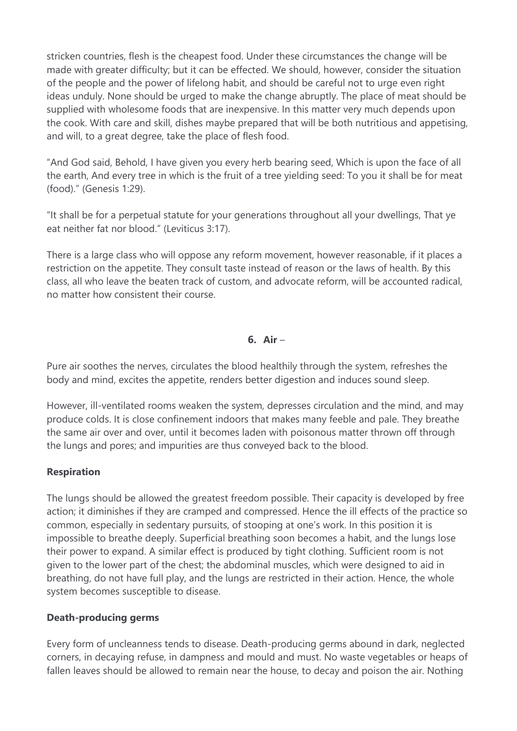stricken countries, flesh is the cheapest food. Under these circumstances the change will be made with greater difficulty; but it can be effected. We should, however, consider the situation of the people and the power of lifelong habit, and should be careful not to urge even right ideas unduly. None should be urged to make the change abruptly. The place of meat should be supplied with wholesome foods that are inexpensive. In this matter very much depends upon the cook. With care and skill, dishes maybe prepared that will be both nutritious and appetising, and will, to a great degree, take the place of flesh food.

"And God said, Behold, I have given you every herb bearing seed, Which is upon the face of all the earth, And every tree in which is the fruit of a tree yielding seed: To you it shall be for meat (food)." (Genesis 1:29).

"It shall be for a perpetual statute for your generations throughout all your dwellings, That ye eat neither fat nor blood." (Leviticus 3:17).

There is a large class who will oppose any reform movement, however reasonable, if it places a restriction on the appetite. They consult taste instead of reason or the laws of health. By this class, all who leave the beaten track of custom, and advocate reform, will be accounted radical, no matter how consistent their course.

### 6. Air –

Pure air soothes the nerves, circulates the blood healthily through the system, refreshes the body and mind, excites the appetite, renders better digestion and induces sound sleep.

However, ill-ventilated rooms weaken the system, depresses circulation and the mind, and may produce colds. It is close confinement indoors that makes many feeble and pale. They breathe the same air over and over, until it becomes laden with poisonous matter thrown off through the lungs and pores; and impurities are thus conveyed back to the blood.

**Respiration**

The lungs should be allowed the greatest freedom possible. Their capacity is developed by free action; it diminishes if they are cramped and compressed. Hence the ill effects of the practice so common, especially in sedentary pursuits, of stooping at one's work. In this position it is impossible to breathe deeply. Superficial breathing soon becomes a habit, and the lungs lose their power to expand. A similar effect is produced by tight clothing. Sufficient room is not given to the lower part of the chest; the abdominal muscles, which were designed to aid in breathing, do not have full play, and the lungs are restricted in their action. Hence, the whole system becomes susceptible to disease.

**Death-producing germs**

Every form of uncleanness tends to disease. Death-producing germs abound in dark, neglected corners, in decaying refuse, in dampness and mould and must. No waste vegetables or heaps of fallen leaves should be allowed to remain near the house, to decay and poison the air. Nothing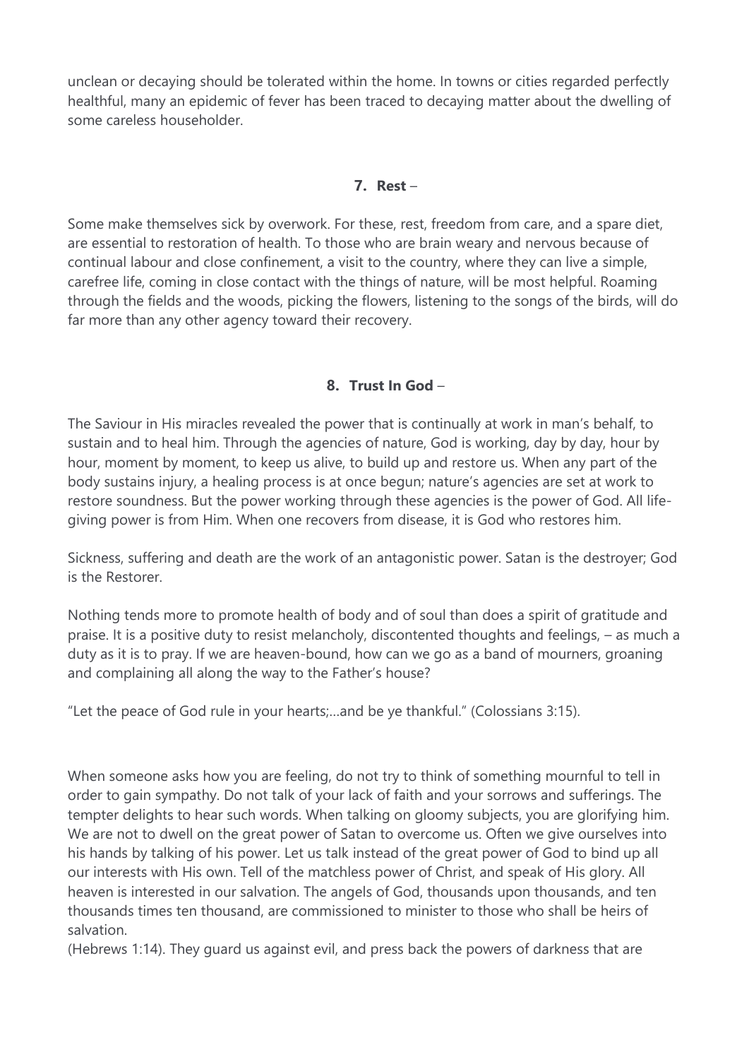unclean or decaying should be tolerated within the home. In towns or cities regarded perfectly healthful, many an epidemic of fever has been traced to decaying matter about the dwelling of some careless householder.

### 7. **Rest** –

Some make themselves sick by overwork. For these, rest, freedom from care, and a spare diet, are essential to restoration of health. To those who are brain weary and nervous because of continual labour and close confinement, a visit to the country, where they can live a simple, carefree life, coming in close contact with the things of nature, will be most helpful. Roaming through the fields and the woods, picking the flowers, listening to the songs of the birds, will do far more than any other agency toward their recovery.

### 8. **Trust In God** –

The Saviour in His miracles revealed the power that is continually at work in man's behalf, to sustain and to heal him. Through the agencies of nature, God is working, day by day, hour by hour, moment by moment, to keep us alive, to build up and restore us. When any part of the body sustains injury, a healing process is at once begun; nature's agencies are set at work to restore soundness. But the power working through these agencies is the power of God. All life-giving power is from Him. When one recovers from disease, it is God who restores him.

Sickness, suffering and death are the work of an antagonistic power. Satan is the destroyer; God is the Restorer.

Nothing tends more to promote health of body and of soul than does a spirit of gratitude and praise. It is a positive duty to resist melancholy, discontented thoughts and feelings, – as much a duty as it is to pray. If we are heaven-bound, how can we go as a band of mourners, groaning and complaining all along the way to the Father's house?

"Let the peace of God rule in your hearts;...and be ye thankful." (Colossians 3:15).

When someone asks how you are feeling, do not try to think of something mournful to tell in order to gain sympathy. Do not talk of your lack of faith and your sorrows and sufferings. The tempter delights to hear such words. When talking on gloomy subjects, you are glorifying him. We are not to dwell on the great power of Satan to overcome us. Often we give ourselves into his hands by talking of his power. Let us talk instead of the great power of God to bind up all our interests with His own. Tell of the matchless power of Christ, and speak of His glory. All heaven is interested in our salvation. The angels of God, thousands upon thousands, and ten thousands times ten thousand, are commissioned to minister to those who shall be heirs of salvation.
(Hebrews 1:14). They guard us against evil, and press back the powers of darkness that are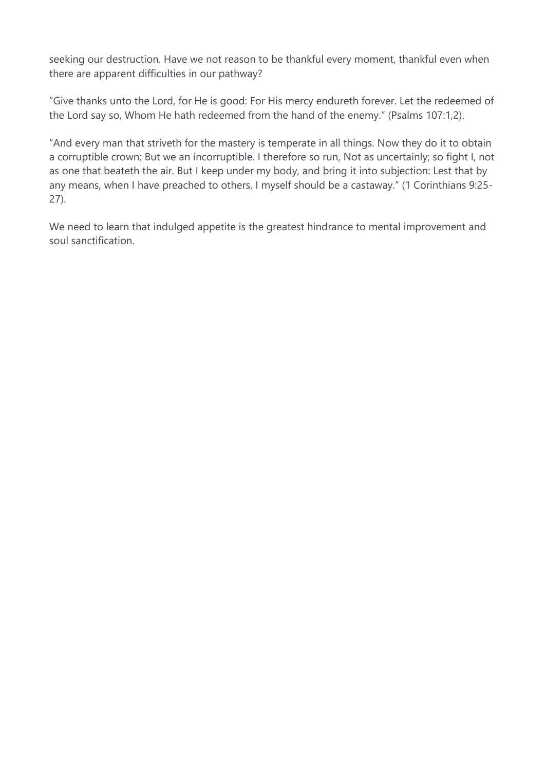seeking our destruction. Have we not reason to be thankful every moment, thankful even when there are apparent difficulties in our pathway?

“Give thanks unto the Lord, for He is good: For His mercy endureth forever. Let the redeemed of the Lord say so, Whom He hath redeemed from the hand of the enemy.” (Psalms 107:1,2).

“And every man that striveth for the mastery is temperate in all things. Now they do it to obtain a corruptible crown; But we an incorruptible. I therefore so run, Not as uncertainly; so fight I, not as one that beateth the air. But I keep under my body, and bring it into subjection: Lest that by any means, when I have preached to others, I myself should be a castaway.” (1 Corinthians 9:25-27).

We need to learn that indulged appetite is the greatest hindrance to mental improvement and soul sanctification.